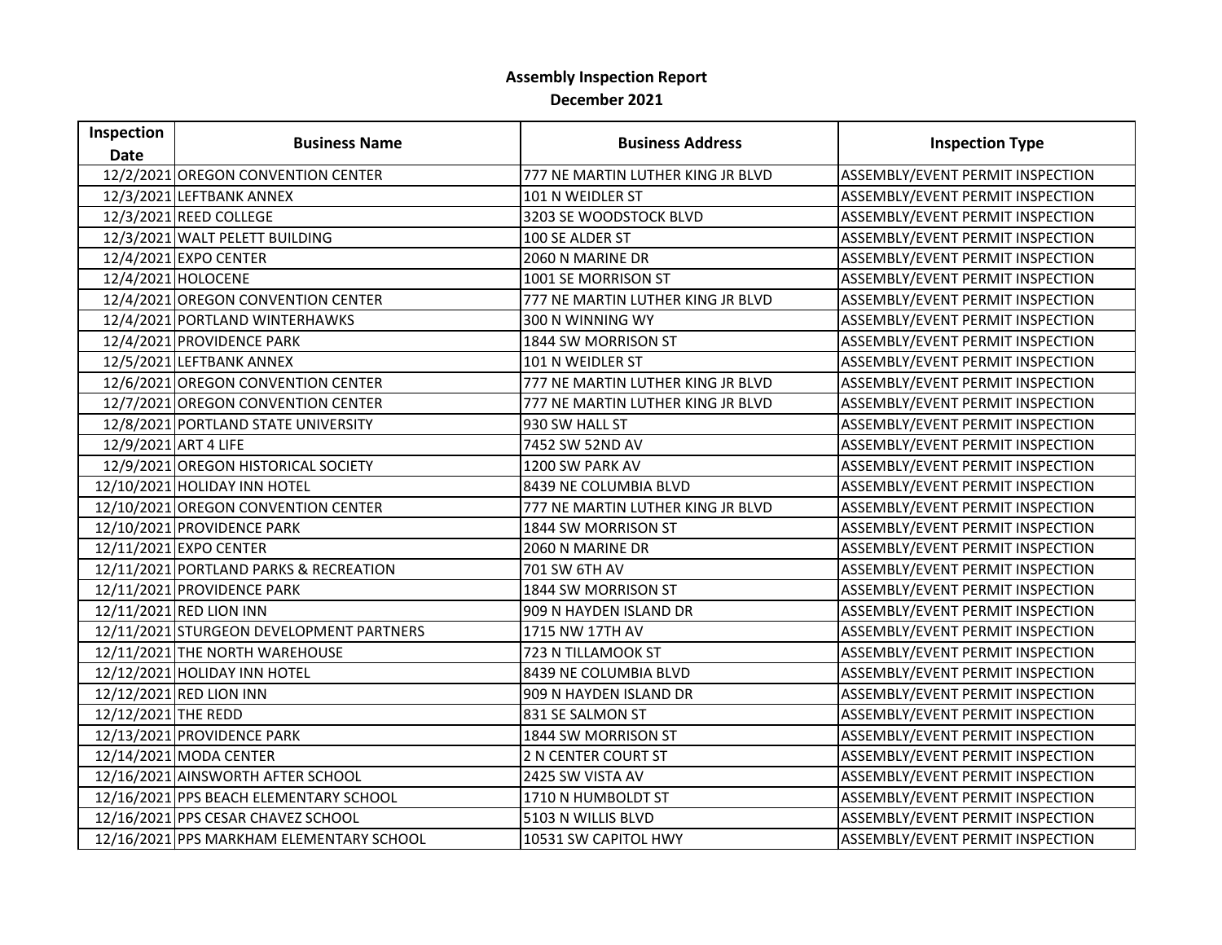# Assembly Inspection Report

## December 2021

| Inspection Date | Business Name | Business Address | Inspection Type |
|---|---|---|---|
| 12/2/2021 | OREGON CONVENTION CENTER | 777 NE MARTIN LUTHER KING JR BLVD | ASSEMBLY/EVENT PERMIT INSPECTION |
| 12/3/2021 | LEFTBANK ANNEX | 101 N WEIDLER ST | ASSEMBLY/EVENT PERMIT INSPECTION |
| 12/3/2021 | REED COLLEGE | 3203 SE WOODSTOCK BLVD | ASSEMBLY/EVENT PERMIT INSPECTION |
| 12/3/2021 | WALT PELETT BUILDING | 100 SE ALDER ST | ASSEMBLY/EVENT PERMIT INSPECTION |
| 12/4/2021 | EXPO CENTER | 2060 N MARINE DR | ASSEMBLY/EVENT PERMIT INSPECTION |
| 12/4/2021 | HOLOCENE | 1001 SE MORRISON ST | ASSEMBLY/EVENT PERMIT INSPECTION |
| 12/4/2021 | OREGON CONVENTION CENTER | 777 NE MARTIN LUTHER KING JR BLVD | ASSEMBLY/EVENT PERMIT INSPECTION |
| 12/4/2021 | PORTLAND WINTERHAWKS | 300 N WINNING WY | ASSEMBLY/EVENT PERMIT INSPECTION |
| 12/4/2021 | PROVIDENCE PARK | 1844 SW MORRISON ST | ASSEMBLY/EVENT PERMIT INSPECTION |
| 12/5/2021 | LEFTBANK ANNEX | 101 N WEIDLER ST | ASSEMBLY/EVENT PERMIT INSPECTION |
| 12/6/2021 | OREGON CONVENTION CENTER | 777 NE MARTIN LUTHER KING JR BLVD | ASSEMBLY/EVENT PERMIT INSPECTION |
| 12/7/2021 | OREGON CONVENTION CENTER | 777 NE MARTIN LUTHER KING JR BLVD | ASSEMBLY/EVENT PERMIT INSPECTION |
| 12/8/2021 | PORTLAND STATE UNIVERSITY | 930 SW HALL ST | ASSEMBLY/EVENT PERMIT INSPECTION |
| 12/9/2021 | ART 4 LIFE | 7452 SW 52ND AV | ASSEMBLY/EVENT PERMIT INSPECTION |
| 12/9/2021 | OREGON HISTORICAL SOCIETY | 1200 SW PARK AV | ASSEMBLY/EVENT PERMIT INSPECTION |
| 12/10/2021 | HOLIDAY INN HOTEL | 8439 NE COLUMBIA BLVD | ASSEMBLY/EVENT PERMIT INSPECTION |
| 12/10/2021 | OREGON CONVENTION CENTER | 777 NE MARTIN LUTHER KING JR BLVD | ASSEMBLY/EVENT PERMIT INSPECTION |
| 12/10/2021 | PROVIDENCE PARK | 1844 SW MORRISON ST | ASSEMBLY/EVENT PERMIT INSPECTION |
| 12/11/2021 | EXPO CENTER | 2060 N MARINE DR | ASSEMBLY/EVENT PERMIT INSPECTION |
| 12/11/2021 | PORTLAND PARKS & RECREATION | 701 SW 6TH AV | ASSEMBLY/EVENT PERMIT INSPECTION |
| 12/11/2021 | PROVIDENCE PARK | 1844 SW MORRISON ST | ASSEMBLY/EVENT PERMIT INSPECTION |
| 12/11/2021 | RED LION INN | 909 N HAYDEN ISLAND DR | ASSEMBLY/EVENT PERMIT INSPECTION |
| 12/11/2021 | STURGEON DEVELOPMENT PARTNERS | 1715 NW 17TH AV | ASSEMBLY/EVENT PERMIT INSPECTION |
| 12/11/2021 | THE NORTH WAREHOUSE | 723 N TILLAMOOK ST | ASSEMBLY/EVENT PERMIT INSPECTION |
| 12/12/2021 | HOLIDAY INN HOTEL | 8439 NE COLUMBIA BLVD | ASSEMBLY/EVENT PERMIT INSPECTION |
| 12/12/2021 | RED LION INN | 909 N HAYDEN ISLAND DR | ASSEMBLY/EVENT PERMIT INSPECTION |
| 12/12/2021 | THE REDD | 831 SE SALMON ST | ASSEMBLY/EVENT PERMIT INSPECTION |
| 12/13/2021 | PROVIDENCE PARK | 1844 SW MORRISON ST | ASSEMBLY/EVENT PERMIT INSPECTION |
| 12/14/2021 | MODA CENTER | 2 N CENTER COURT ST | ASSEMBLY/EVENT PERMIT INSPECTION |
| 12/16/2021 | AINSWORTH AFTER SCHOOL | 2425 SW VISTA AV | ASSEMBLY/EVENT PERMIT INSPECTION |
| 12/16/2021 | PPS BEACH ELEMENTARY SCHOOL | 1710 N HUMBOLDT ST | ASSEMBLY/EVENT PERMIT INSPECTION |
| 12/16/2021 | PPS CESAR CHAVEZ SCHOOL | 5103 N WILLIS BLVD | ASSEMBLY/EVENT PERMIT INSPECTION |
| 12/16/2021 | PPS MARKHAM ELEMENTARY SCHOOL | 10531 SW CAPITOL HWY | ASSEMBLY/EVENT PERMIT INSPECTION |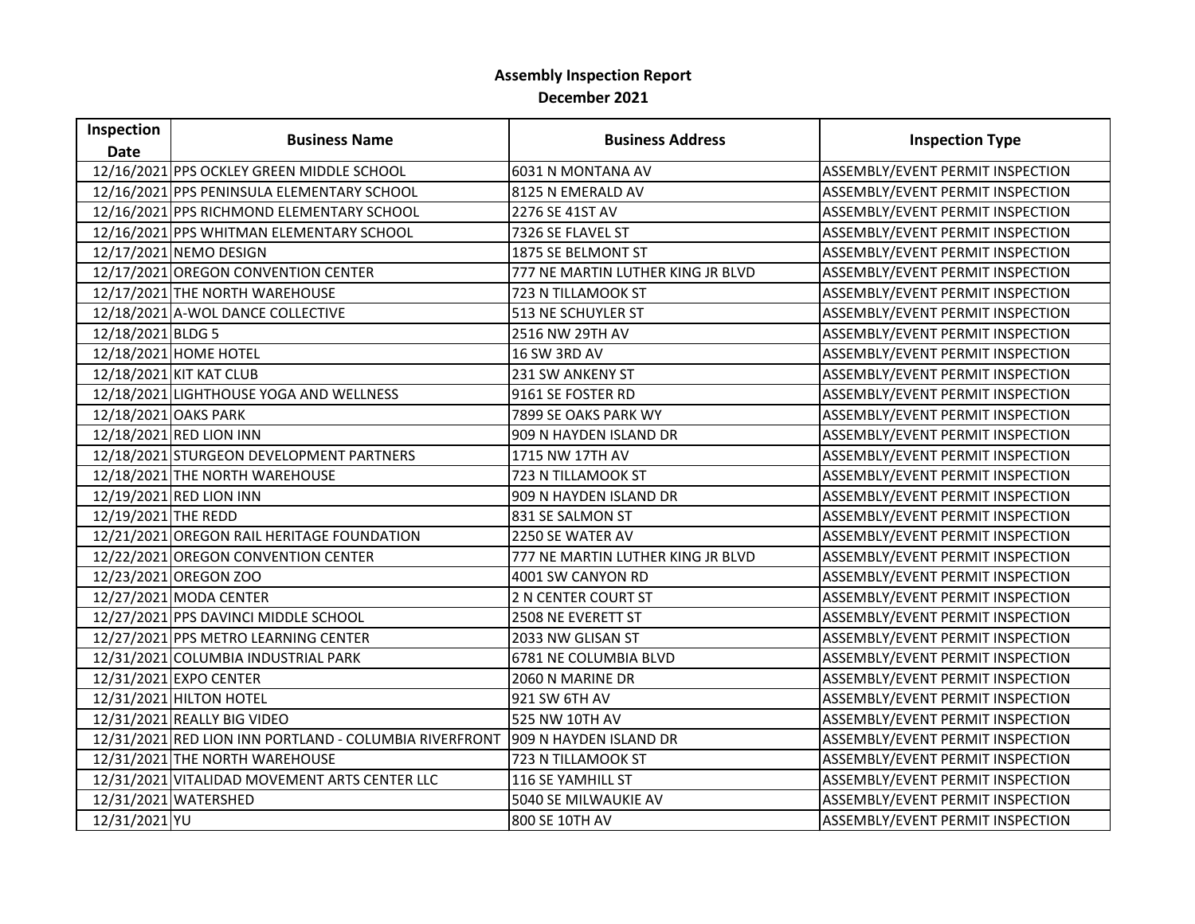**Assembly Inspection Report**

**December 2021**

| Inspection Date | Business Name | Business Address | Inspection Type |
|---|---|---|---|
| 12/16/2021 | PPS OCKLEY GREEN MIDDLE SCHOOL | 6031 N MONTANA AV | ASSEMBLY/EVENT PERMIT INSPECTION |
| 12/16/2021 | PPS PENINSULA ELEMENTARY SCHOOL | 8125 N EMERALD AV | ASSEMBLY/EVENT PERMIT INSPECTION |
| 12/16/2021 | PPS RICHMOND ELEMENTARY SCHOOL | 2276 SE 41ST AV | ASSEMBLY/EVENT PERMIT INSPECTION |
| 12/16/2021 | PPS WHITMAN ELEMENTARY SCHOOL | 7326 SE FLAVEL ST | ASSEMBLY/EVENT PERMIT INSPECTION |
| 12/17/2021 | NEMO DESIGN | 1875 SE BELMONT ST | ASSEMBLY/EVENT PERMIT INSPECTION |
| 12/17/2021 | OREGON CONVENTION CENTER | 777 NE MARTIN LUTHER KING JR BLVD | ASSEMBLY/EVENT PERMIT INSPECTION |
| 12/17/2021 | THE NORTH WAREHOUSE | 723 N TILLAMOOK ST | ASSEMBLY/EVENT PERMIT INSPECTION |
| 12/18/2021 | A-WOL DANCE COLLECTIVE | 513 NE SCHUYLER ST | ASSEMBLY/EVENT PERMIT INSPECTION |
| 12/18/2021 | BLDG 5 | 2516 NW 29TH AV | ASSEMBLY/EVENT PERMIT INSPECTION |
| 12/18/2021 | HOME HOTEL | 16 SW 3RD AV | ASSEMBLY/EVENT PERMIT INSPECTION |
| 12/18/2021 | KIT KAT CLUB | 231 SW ANKENY ST | ASSEMBLY/EVENT PERMIT INSPECTION |
| 12/18/2021 | LIGHTHOUSE YOGA AND WELLNESS | 9161 SE FOSTER RD | ASSEMBLY/EVENT PERMIT INSPECTION |
| 12/18/2021 | OAKS PARK | 7899 SE OAKS PARK WY | ASSEMBLY/EVENT PERMIT INSPECTION |
| 12/18/2021 | RED LION INN | 909 N HAYDEN ISLAND DR | ASSEMBLY/EVENT PERMIT INSPECTION |
| 12/18/2021 | STURGEON DEVELOPMENT PARTNERS | 1715 NW 17TH AV | ASSEMBLY/EVENT PERMIT INSPECTION |
| 12/18/2021 | THE NORTH WAREHOUSE | 723 N TILLAMOOK ST | ASSEMBLY/EVENT PERMIT INSPECTION |
| 12/19/2021 | RED LION INN | 909 N HAYDEN ISLAND DR | ASSEMBLY/EVENT PERMIT INSPECTION |
| 12/19/2021 | THE REDD | 831 SE SALMON ST | ASSEMBLY/EVENT PERMIT INSPECTION |
| 12/21/2021 | OREGON RAIL HERITAGE FOUNDATION | 2250 SE WATER AV | ASSEMBLY/EVENT PERMIT INSPECTION |
| 12/22/2021 | OREGON CONVENTION CENTER | 777 NE MARTIN LUTHER KING JR BLVD | ASSEMBLY/EVENT PERMIT INSPECTION |
| 12/23/2021 | OREGON ZOO | 4001 SW CANYON RD | ASSEMBLY/EVENT PERMIT INSPECTION |
| 12/27/2021 | MODA CENTER | 2 N CENTER COURT ST | ASSEMBLY/EVENT PERMIT INSPECTION |
| 12/27/2021 | PPS DAVINCI MIDDLE SCHOOL | 2508 NE EVERETT ST | ASSEMBLY/EVENT PERMIT INSPECTION |
| 12/27/2021 | PPS METRO LEARNING CENTER | 2033 NW GLISAN ST | ASSEMBLY/EVENT PERMIT INSPECTION |
| 12/31/2021 | COLUMBIA INDUSTRIAL PARK | 6781 NE COLUMBIA BLVD | ASSEMBLY/EVENT PERMIT INSPECTION |
| 12/31/2021 | EXPO CENTER | 2060 N MARINE DR | ASSEMBLY/EVENT PERMIT INSPECTION |
| 12/31/2021 | HILTON HOTEL | 921 SW 6TH AV | ASSEMBLY/EVENT PERMIT INSPECTION |
| 12/31/2021 | REALLY BIG VIDEO | 525 NW 10TH AV | ASSEMBLY/EVENT PERMIT INSPECTION |
| 12/31/2021 | RED LION INN PORTLAND - COLUMBIA RIVERFRONT | 909 N HAYDEN ISLAND DR | ASSEMBLY/EVENT PERMIT INSPECTION |
| 12/31/2021 | THE NORTH WAREHOUSE | 723 N TILLAMOOK ST | ASSEMBLY/EVENT PERMIT INSPECTION |
| 12/31/2021 | VITALIDAD MOVEMENT ARTS CENTER LLC | 116 SE YAMHILL ST | ASSEMBLY/EVENT PERMIT INSPECTION |
| 12/31/2021 | WATERSHED | 5040 SE MILWAUKIE AV | ASSEMBLY/EVENT PERMIT INSPECTION |
| 12/31/2021 | YU | 800 SE 10TH AV | ASSEMBLY/EVENT PERMIT INSPECTION |